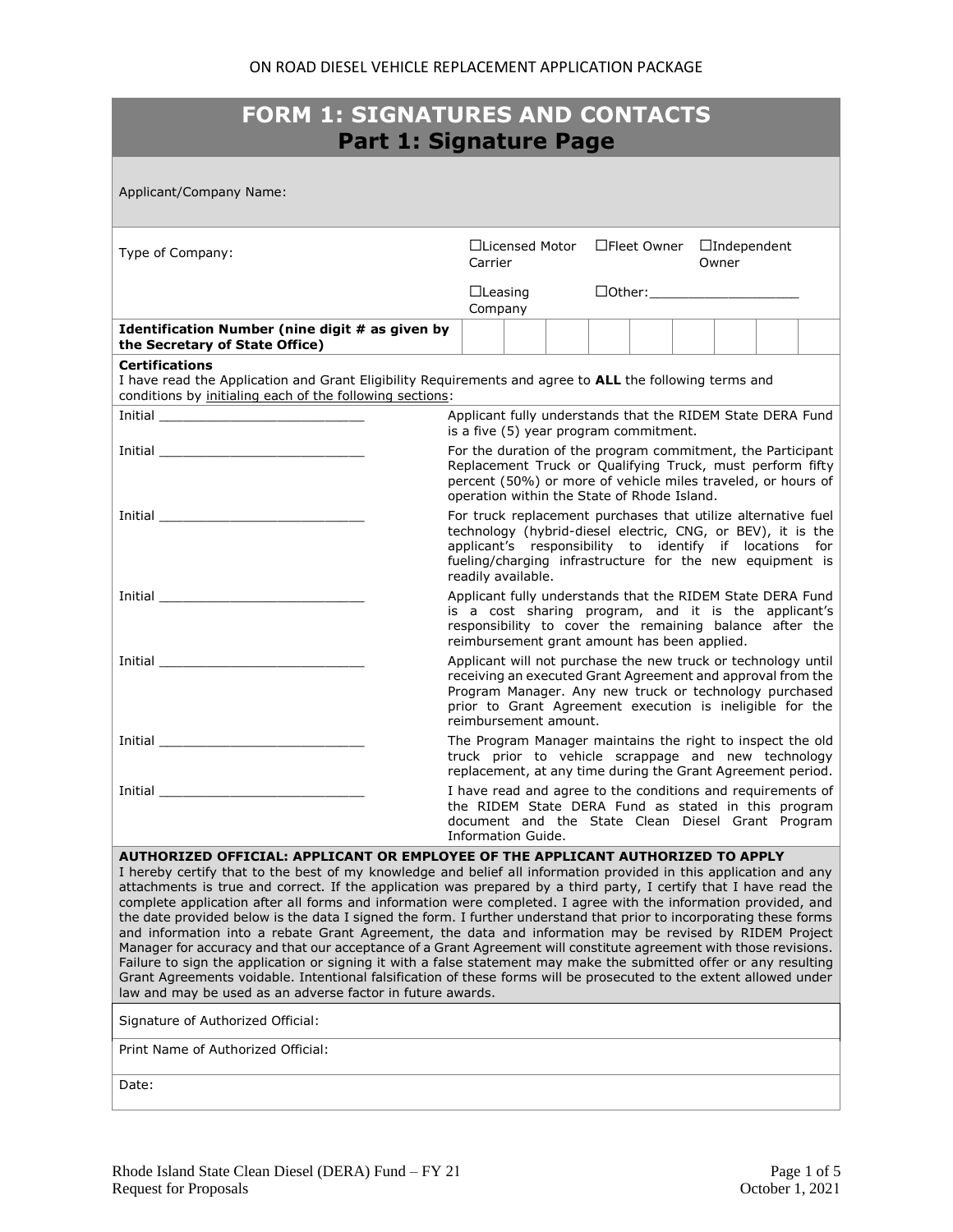ON ROAD DIESEL VEHICLE REPLACEMENT APPLICATION PACKAGE

# FORM 1: SIGNATURES AND CONTACTS
## Part 1: Signature Page

| | |
|---|---|
| Applicant/Company Name: | |
| Type of Company: | ☐Licensed Motor Carrier ☐Fleet Owner ☐Independent Owner ☐Leasing Company ☐Other:___________________ |
| **Identification Number (nine digit # as given by the Secretary of State Office)** | &#124; &#124; &#124; &#124; &#124; &#124; &#124; &#124; &#124; &#124; |

**Certifications**
I have read the Application and Grant Eligibility Requirements and agree to **ALL** the following terms and conditions by initialing each of the following sections:

| | |
|---|---|
| Initial ___________________________ | Applicant fully understands that the RIDEM State DERA Fund is a five (5) year program commitment. |
| Initial ___________________________ | For the duration of the program commitment, the Participant Replacement Truck or Qualifying Truck, must perform fifty percent (50%) or more of vehicle miles traveled, or hours of operation within the State of Rhode Island. |
| Initial ___________________________ | For truck replacement purchases that utilize alternative fuel technology (hybrid-diesel electric, CNG, or BEV), it is the applicant's responsibility to identify if locations for fueling/charging infrastructure for the new equipment is readily available. |
| Initial ___________________________ | Applicant fully understands that the RIDEM State DERA Fund is a cost sharing program, and it is the applicant's responsibility to cover the remaining balance after the reimbursement grant amount has been applied. |
| Initial ___________________________ | Applicant will not purchase the new truck or technology until receiving an executed Grant Agreement and approval from the Program Manager. Any new truck or technology purchased prior to Grant Agreement execution is ineligible for the reimbursement amount. |
| Initial ___________________________ | The Program Manager maintains the right to inspect the old truck prior to vehicle scrappage and new technology replacement, at any time during the Grant Agreement period. |
| Initial ___________________________ | I have read and agree to the conditions and requirements of the RIDEM State DERA Fund as stated in this program document and the State Clean Diesel Grant Program Information Guide. |

**AUTHORIZED OFFICIAL: APPLICANT OR EMPLOYEE OF THE APPLICANT AUTHORIZED TO APPLY**
I hereby certify that to the best of my knowledge and belief all information provided in this application and any attachments is true and correct. If the application was prepared by a third party, I certify that I have read the complete application after all forms and information were completed. I agree with the information provided, and the date provided below is the data I signed the form. I further understand that prior to incorporating these forms and information into a rebate Grant Agreement, the data and information may be revised by RIDEM Project Manager for accuracy and that our acceptance of a Grant Agreement will constitute agreement with those revisions. Failure to sign the application or signing it with a false statement may make the submitted offer or any resulting Grant Agreements voidable. Intentional falsification of these forms will be prosecuted to the extent allowed under law and may be used as an adverse factor in future awards.

Signature of Authorized Official:

Print Name of Authorized Official:

Date:

Rhode Island State Clean Diesel (DERA) Fund – FY 21
Request for Proposals
October 1, 2021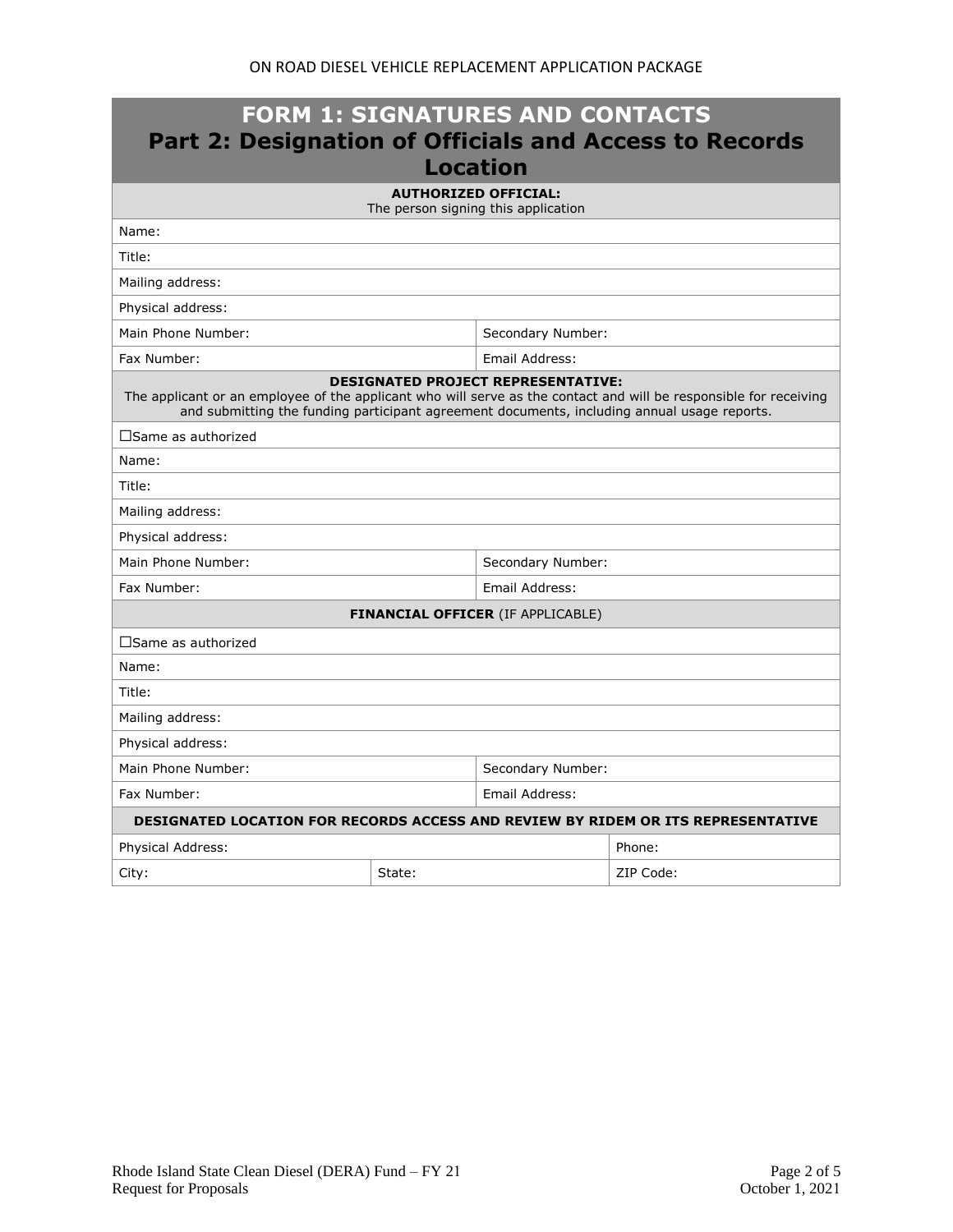# FORM 1: SIGNATURES AND CONTACTS
## Part 2: Designation of Officials and Access to Records Location

| **AUTHORIZED OFFICIAL:** The person signing this application | |
|---|---|
| Name: | |
| Title: | |
| Mailing address: | |
| Physical address: | |
| Main Phone Number: | Secondary Number: |
| Fax Number: | Email Address: |

| **DESIGNATED PROJECT REPRESENTATIVE:** The applicant or an employee of the applicant who will serve as the contact and will be responsible for receiving and submitting the funding participant agreement documents, including annual usage reports. | |
|---|---|
| ☐Same as authorized | |
| Name: | |
| Title: | |
| Mailing address: | |
| Physical address: | |
| Main Phone Number: | Secondary Number: |
| Fax Number: | Email Address: |

| **FINANCIAL OFFICER** (IF APPLICABLE) | |
|---|---|
| ☐Same as authorized | |
| Name: | |
| Title: | |
| Mailing address: | |
| Physical address: | |
| Main Phone Number: | Secondary Number: |
| Fax Number: | Email Address: |

| **DESIGNATED LOCATION FOR RECORDS ACCESS AND REVIEW BY RIDEM OR ITS REPRESENTATIVE** | | |
|---|---|---|
| Physical Address: | | Phone: |
| City: | State: | ZIP Code: |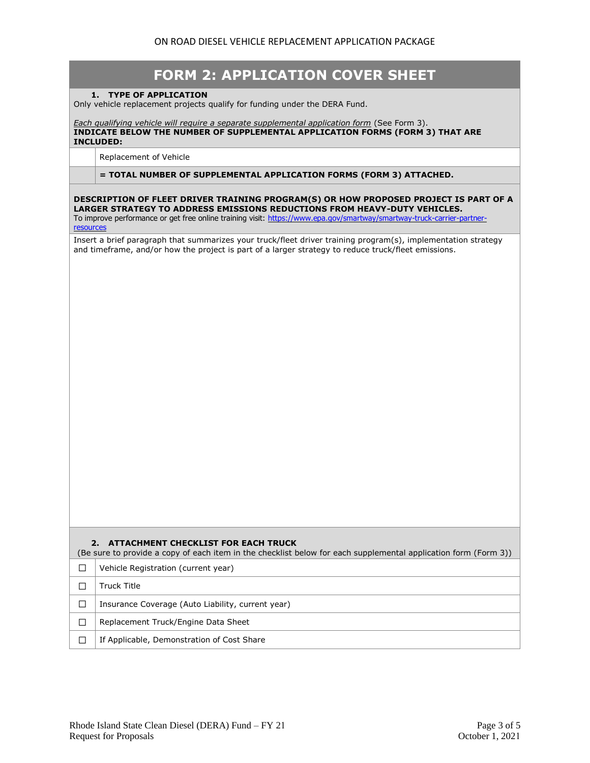ON ROAD DIESEL VEHICLE REPLACEMENT APPLICATION PACKAGE

# FORM 2: APPLICATION COVER SHEET

**1. TYPE OF APPLICATION**

Only vehicle replacement projects qualify for funding under the DERA Fund.

*Each qualifying vehicle will require a separate supplemental application form* (See Form 3).
**INDICATE BELOW THE NUMBER OF SUPPLEMENTAL APPLICATION FORMS (FORM 3) THAT ARE INCLUDED:**

| | |
|---|---|
| | Replacement of Vehicle |
| | **= TOTAL NUMBER OF SUPPLEMENTAL APPLICATION FORMS (FORM 3) ATTACHED.** |

**DESCRIPTION OF FLEET DRIVER TRAINING PROGRAM(S) OR HOW PROPOSED PROJECT IS PART OF A LARGER STRATEGY TO ADDRESS EMISSIONS REDUCTIONS FROM HEAVY-DUTY VEHICLES.**
To improve performance or get free online training visit: https://www.epa.gov/smartway/smartway-truck-carrier-partner-resources

Insert a brief paragraph that summarizes your truck/fleet driver training program(s), implementation strategy and timeframe, and/or how the project is part of a larger strategy to reduce truck/fleet emissions.

**2. ATTACHMENT CHECKLIST FOR EACH TRUCK**

(Be sure to provide a copy of each item in the checklist below for each supplemental application form (Form 3))

| | |
|---|---|
| ☐ | Vehicle Registration (current year) |
| ☐ | Truck Title |
| ☐ | Insurance Coverage (Auto Liability, current year) |
| ☐ | Replacement Truck/Engine Data Sheet |
| ☐ | If Applicable, Demonstration of Cost Share |

Rhode Island State Clean Diesel (DERA) Fund – FY 21
Request for Proposals

October 1, 2021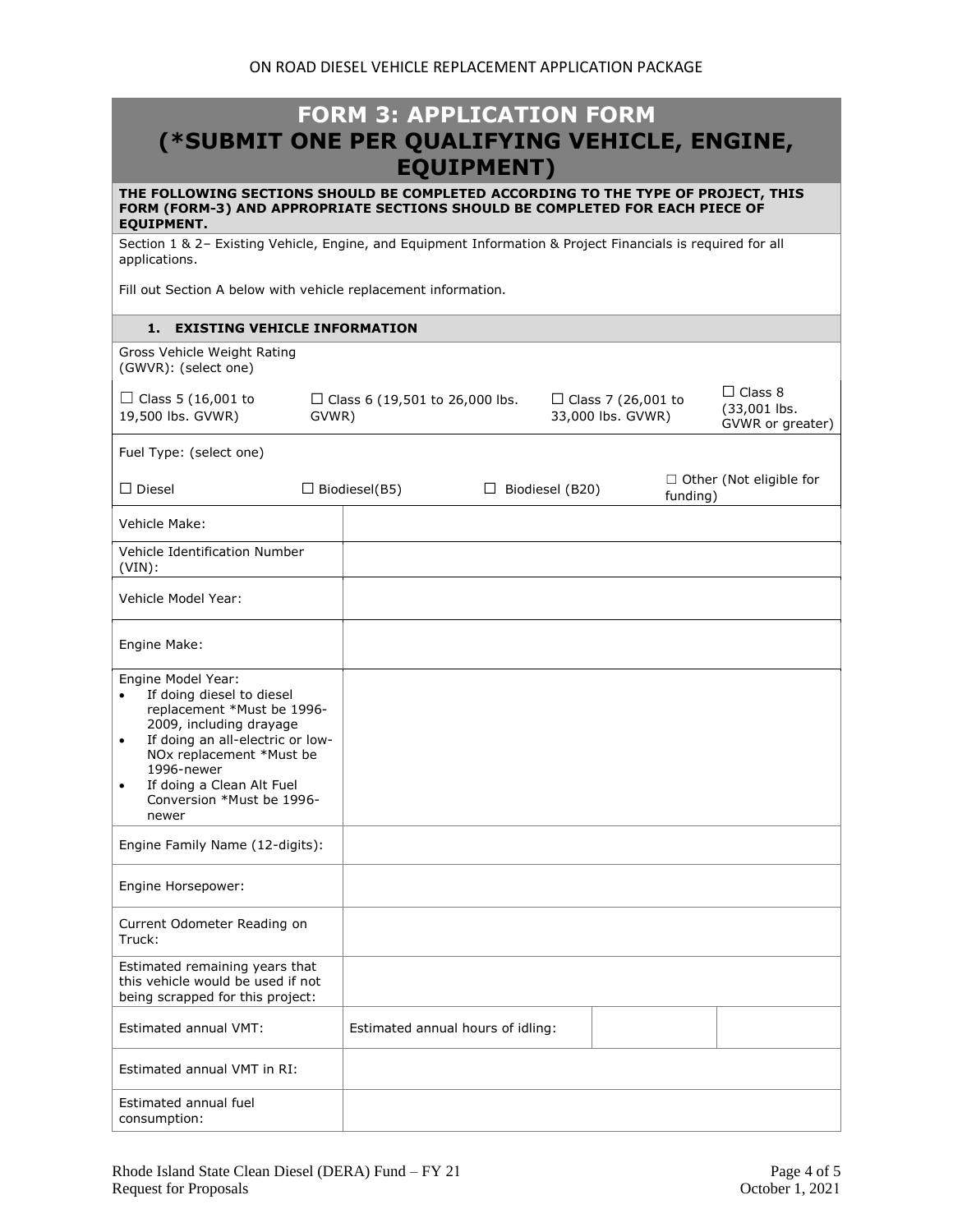# FORM 3: APPLICATION FORM (*SUBMIT ONE PER QUALIFYING VEHICLE, ENGINE, EQUIPMENT)

**THE FOLLOWING SECTIONS SHOULD BE COMPLETED ACCORDING TO THE TYPE OF PROJECT, THIS FORM (FORM-3) AND APPROPRIATE SECTIONS SHOULD BE COMPLETED FOR EACH PIECE OF EQUIPMENT.**

Section 1 & 2– Existing Vehicle, Engine, and Equipment Information & Project Financials is required for all applications.

Fill out Section A below with vehicle replacement information.

## 1. EXISTING VEHICLE INFORMATION

Gross Vehicle Weight Rating (GWVR): (select one)

☐ Class 5 (16,001 to 19,500 lbs. GVWR) ☐ Class 6 (19,501 to 26,000 lbs. GVWR) ☐ Class 7 (26,001 to 33,000 lbs. GVWR) ☐ Class 8 (33,001 lbs. GVWR or greater)

Fuel Type: (select one)

☐ Diesel ☐ Biodiesel(B5) ☐ Biodiesel (B20) ☐ Other (Not eligible for funding)

| Field | | | |
|---|---|---|---|
| Vehicle Make: | | | |
| Vehicle Identification Number (VIN): | | | |
| Vehicle Model Year: | | | |
| Engine Make: | | | |
| Engine Model Year:<br>• If doing diesel to diesel replacement *Must be 1996-2009, including drayage<br>• If doing an all-electric or low-NOx replacement *Must be 1996-newer<br>• If doing a Clean Alt Fuel Conversion *Must be 1996-newer | | | |
| Engine Family Name (12-digits): | | | |
| Engine Horsepower: | | | |
| Current Odometer Reading on Truck: | | | |
| Estimated remaining years that this vehicle would be used if not being scrapped for this project: | | | |
| Estimated annual VMT: | Estimated annual hours of idling: | | |
| Estimated annual VMT in RI: | | | |
| Estimated annual fuel consumption: | | | |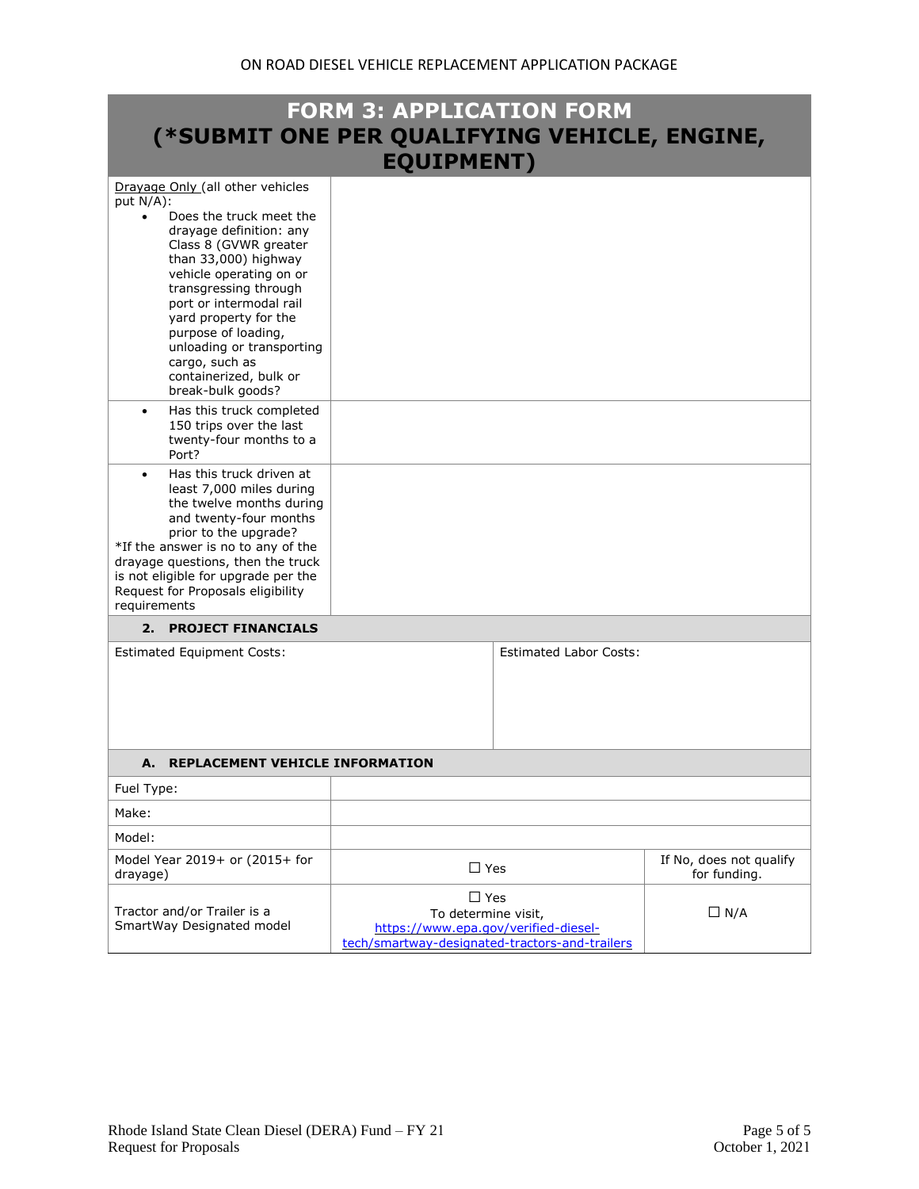# FORM 3: APPLICATION FORM (*SUBMIT ONE PER QUALIFYING VEHICLE, ENGINE, EQUIPMENT)

| | |
|---|---|
| Drayage Only (all other vehicles put N/A):<br>• Does the truck meet the drayage definition: any Class 8 (GVWR greater than 33,000) highway vehicle operating on or transgressing through port or intermodal rail yard property for the purpose of loading, unloading or transporting cargo, such as containerized, bulk or break-bulk goods? | |
| • Has this truck completed 150 trips over the last twenty-four months to a Port? | |
| • Has this truck driven at least 7,000 miles during the twelve months during and twenty-four months prior to the upgrade?<br>*If the answer is no to any of the drayage questions, then the truck is not eligible for upgrade per the Request for Proposals eligibility requirements | |

## 2. PROJECT FINANCIALS

| | |
|---|---|
| Estimated Equipment Costs: | Estimated Labor Costs: |

## A. REPLACEMENT VEHICLE INFORMATION

| | | |
|---|---|---|
| Fuel Type: | | |
| Make: | | |
| Model: | | |
| Model Year 2019+ or (2015+ for drayage) | ☐ Yes | If No, does not qualify for funding. |
| Tractor and/or Trailer is a SmartWay Designated model | ☐ Yes<br>To determine visit, https://www.epa.gov/verified-diesel-tech/smartway-designated-tractors-and-trailers | ☐ N/A |